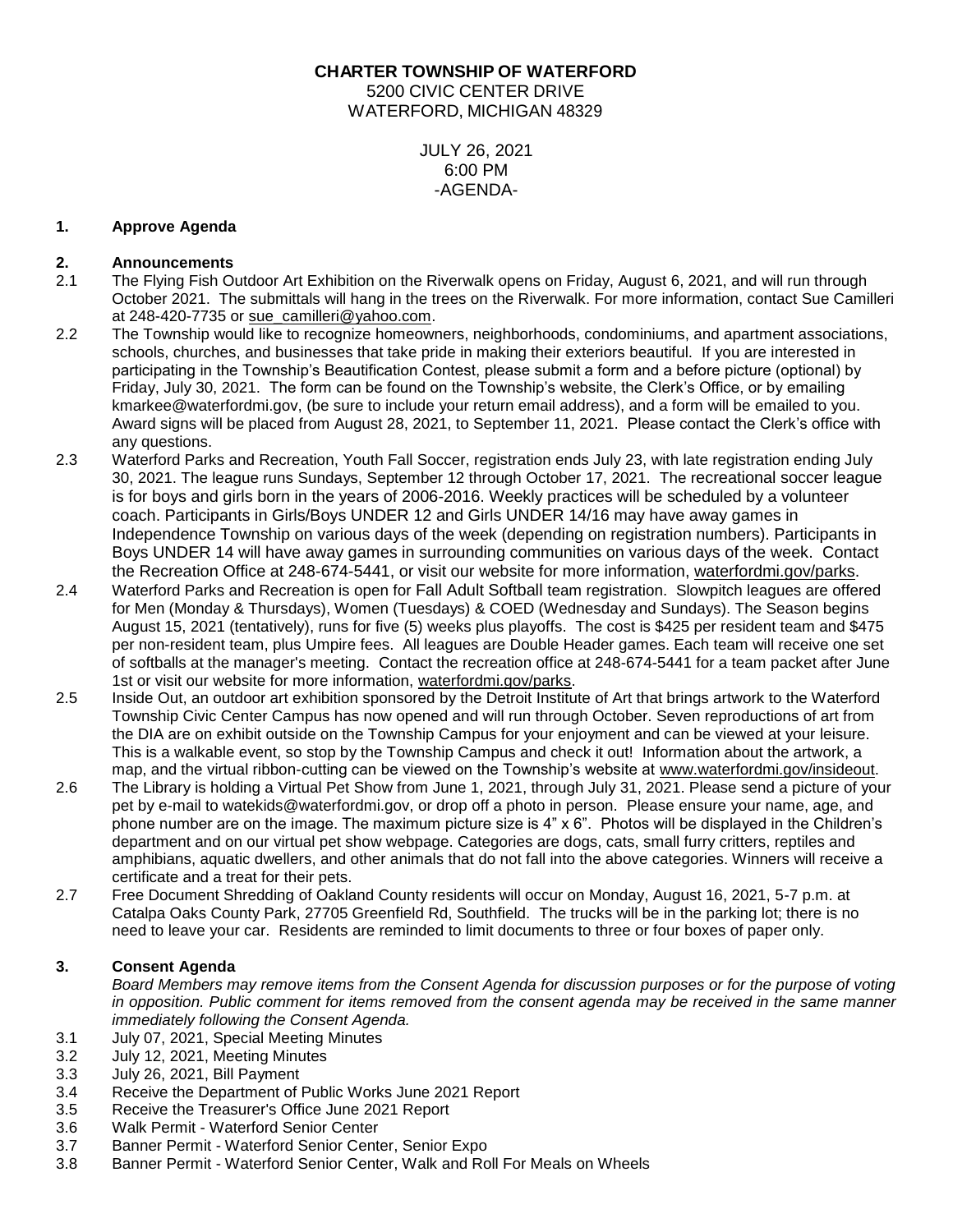**CHARTER TOWNSHIP OF WATERFORD**
5200 CIVIC CENTER DRIVE
WATERFORD, MICHIGAN 48329

JULY 26, 2021
6:00 PM
-AGENDA-

**1. Approve Agenda**

**2. Announcements**

2.1 The Flying Fish Outdoor Art Exhibition on the Riverwalk opens on Friday, August 6, 2021, and will run through October 2021. The submittals will hang in the trees on the Riverwalk. For more information, contact Sue Camilleri at 248-420-7735 or sue_camilleri@yahoo.com.

2.2 The Township would like to recognize homeowners, neighborhoods, condominiums, and apartment associations, schools, churches, and businesses that take pride in making their exteriors beautiful. If you are interested in participating in the Township's Beautification Contest, please submit a form and a before picture (optional) by Friday, July 30, 2021. The form can be found on the Township's website, the Clerk's Office, or by emailing kmarkee@waterfordmi.gov, (be sure to include your return email address), and a form will be emailed to you. Award signs will be placed from August 28, 2021, to September 11, 2021. Please contact the Clerk's office with any questions.

2.3 Waterford Parks and Recreation, Youth Fall Soccer, registration ends July 23, with late registration ending July 30, 2021. The league runs Sundays, September 12 through October 17, 2021. The recreational soccer league is for boys and girls born in the years of 2006-2016. Weekly practices will be scheduled by a volunteer coach. Participants in Girls/Boys UNDER 12 and Girls UNDER 14/16 may have away games in Independence Township on various days of the week (depending on registration numbers). Participants in Boys UNDER 14 will have away games in surrounding communities on various days of the week. Contact the Recreation Office at 248-674-5441, or visit our website for more information, waterfordmi.gov/parks.

2.4 Waterford Parks and Recreation is open for Fall Adult Softball team registration. Slowpitch leagues are offered for Men (Monday & Thursdays), Women (Tuesdays) & COED (Wednesday and Sundays). The Season begins August 15, 2021 (tentatively), runs for five (5) weeks plus playoffs. The cost is $425 per resident team and $475 per non-resident team, plus Umpire fees. All leagues are Double Header games. Each team will receive one set of softballs at the manager's meeting. Contact the recreation office at 248-674-5441 for a team packet after June 1st or visit our website for more information, waterfordmi.gov/parks.

2.5 Inside Out, an outdoor art exhibition sponsored by the Detroit Institute of Art that brings artwork to the Waterford Township Civic Center Campus has now opened and will run through October. Seven reproductions of art from the DIA are on exhibit outside on the Township Campus for your enjoyment and can be viewed at your leisure. This is a walkable event, so stop by the Township Campus and check it out! Information about the artwork, a map, and the virtual ribbon-cutting can be viewed on the Township's website at www.waterfordmi.gov/insideout.

2.6 The Library is holding a Virtual Pet Show from June 1, 2021, through July 31, 2021. Please send a picture of your pet by e-mail to watekids@waterfordmi.gov, or drop off a photo in person. Please ensure your name, age, and phone number are on the image. The maximum picture size is 4" x 6". Photos will be displayed in the Children's department and on our virtual pet show webpage. Categories are dogs, cats, small furry critters, reptiles and amphibians, aquatic dwellers, and other animals that do not fall into the above categories. Winners will receive a certificate and a treat for their pets.

2.7 Free Document Shredding of Oakland County residents will occur on Monday, August 16, 2021, 5-7 p.m. at Catalpa Oaks County Park, 27705 Greenfield Rd, Southfield. The trucks will be in the parking lot; there is no need to leave your car. Residents are reminded to limit documents to three or four boxes of paper only.

**3. Consent Agenda**

*Board Members may remove items from the Consent Agenda for discussion purposes or for the purpose of voting in opposition. Public comment for items removed from the consent agenda may be received in the same manner immediately following the Consent Agenda.*

3.1 July 07, 2021, Special Meeting Minutes
3.2 July 12, 2021, Meeting Minutes
3.3 July 26, 2021, Bill Payment
3.4 Receive the Department of Public Works June 2021 Report
3.5 Receive the Treasurer's Office June 2021 Report
3.6 Walk Permit - Waterford Senior Center
3.7 Banner Permit - Waterford Senior Center, Senior Expo
3.8 Banner Permit - Waterford Senior Center, Walk and Roll For Meals on Wheels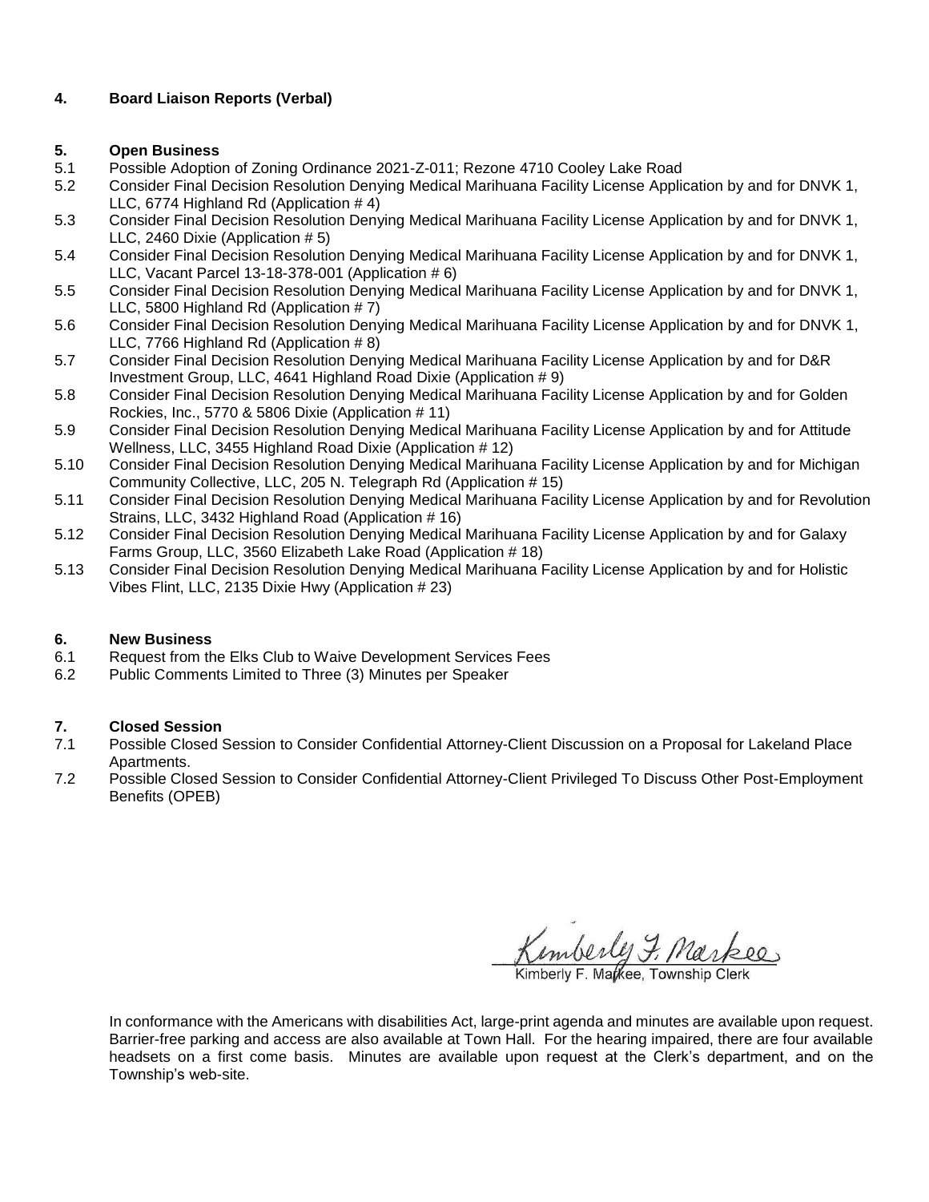## 4. Board Liaison Reports (Verbal)

## 5. Open Business

5.1 Possible Adoption of Zoning Ordinance 2021-Z-011; Rezone 4710 Cooley Lake Road

5.2 Consider Final Decision Resolution Denying Medical Marihuana Facility License Application by and for DNVK 1, LLC, 6774 Highland Rd (Application # 4)

5.3 Consider Final Decision Resolution Denying Medical Marihuana Facility License Application by and for DNVK 1, LLC, 2460 Dixie (Application # 5)

5.4 Consider Final Decision Resolution Denying Medical Marihuana Facility License Application by and for DNVK 1, LLC, Vacant Parcel 13-18-378-001 (Application # 6)

5.5 Consider Final Decision Resolution Denying Medical Marihuana Facility License Application by and for DNVK 1, LLC, 5800 Highland Rd (Application # 7)

5.6 Consider Final Decision Resolution Denying Medical Marihuana Facility License Application by and for DNVK 1, LLC, 7766 Highland Rd (Application # 8)

5.7 Consider Final Decision Resolution Denying Medical Marihuana Facility License Application by and for D&R Investment Group, LLC, 4641 Highland Road Dixie (Application # 9)

5.8 Consider Final Decision Resolution Denying Medical Marihuana Facility License Application by and for Golden Rockies, Inc., 5770 & 5806 Dixie (Application # 11)

5.9 Consider Final Decision Resolution Denying Medical Marihuana Facility License Application by and for Attitude Wellness, LLC, 3455 Highland Road Dixie (Application # 12)

5.10 Consider Final Decision Resolution Denying Medical Marihuana Facility License Application by and for Michigan Community Collective, LLC, 205 N. Telegraph Rd (Application # 15)

5.11 Consider Final Decision Resolution Denying Medical Marihuana Facility License Application by and for Revolution Strains, LLC, 3432 Highland Road (Application # 16)

5.12 Consider Final Decision Resolution Denying Medical Marihuana Facility License Application by and for Galaxy Farms Group, LLC, 3560 Elizabeth Lake Road (Application # 18)

5.13 Consider Final Decision Resolution Denying Medical Marihuana Facility License Application by and for Holistic Vibes Flint, LLC, 2135 Dixie Hwy (Application # 23)

## 6. New Business

6.1 Request from the Elks Club to Waive Development Services Fees

6.2 Public Comments Limited to Three (3) Minutes per Speaker

## 7. Closed Session

7.1 Possible Closed Session to Consider Confidential Attorney-Client Discussion on a Proposal for Lakeland Place Apartments.

7.2 Possible Closed Session to Consider Confidential Attorney-Client Privileged To Discuss Other Post-Employment Benefits (OPEB)

Kimberly F. Markee

Kimberly F. Markee, Township Clerk

In conformance with the Americans with disabilities Act, large-print agenda and minutes are available upon request. Barrier-free parking and access are also available at Town Hall. For the hearing impaired, there are four available headsets on a first come basis. Minutes are available upon request at the Clerk's department, and on the Township's web-site.